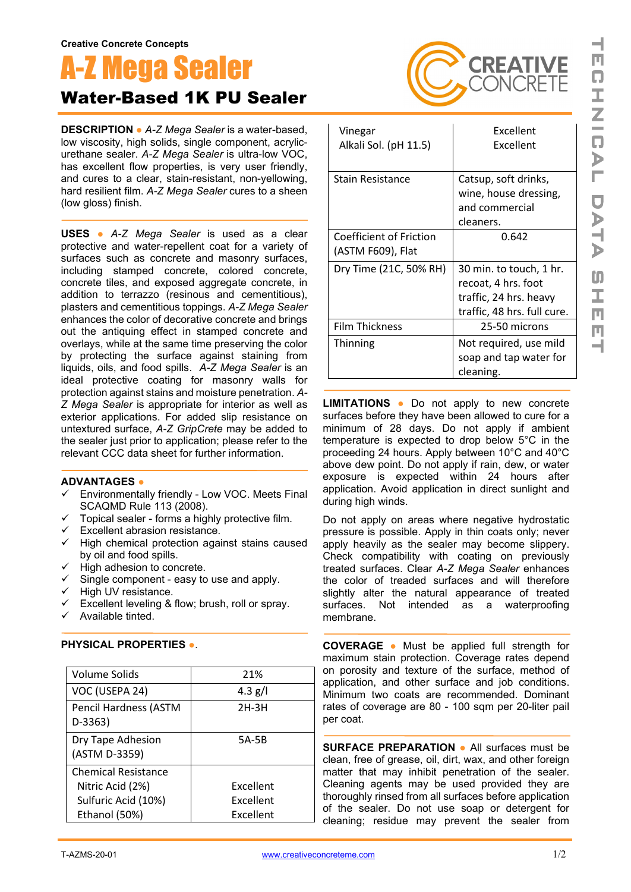Creative Concrete Concepts

# A-Z Mega Sealer

## Water-Based 1K PU Sealer

**DESCRIPTION** • *A-Z Mega Sealer* is a water-based, low viscosity, high solids, single component, acrylic-urethane sealer. *A-Z Mega Sealer* is ultra-low VOC, has excellent flow properties, is very user friendly, and cures to a clear, stain-resistant, non-yellowing, hard resilient film. *A-Z Mega Sealer* cures to a sheen (low gloss) finish.

**USES** • *A-Z Mega Sealer* is used as a clear protective and water-repellent coat for a variety of surfaces such as concrete and masonry surfaces, including stamped concrete, colored concrete, concrete tiles, and exposed aggregate concrete, in addition to terrazzo (resinous and cementitious), plasters and cementitious toppings. *A-Z Mega Sealer* enhances the color of decorative concrete and brings out the antiquing effect in stamped concrete and overlays, while at the same time preserving the color by protecting the surface against staining from liquids, oils, and food spills. *A-Z Mega Sealer* is an ideal protective coating for masonry walls for protection against stains and moisture penetration. *A-Z Mega Sealer* is appropriate for interior as well as exterior applications. For added slip resistance on untextured surface, *A-Z GripCrete* may be added to the sealer just prior to application; please refer to the relevant CCC data sheet for further information.

**ADVANTAGES** •

- ✓ Environmentally friendly - Low VOC. Meets Final SCAQMD Rule 113 (2008).
- ✓ Topical sealer - forms a highly protective film.
- ✓ Excellent abrasion resistance.
- ✓ High chemical protection against stains caused by oil and food spills.
- ✓ High adhesion to concrete.
- ✓ Single component - easy to use and apply.
- ✓ High UV resistance.
- ✓ Excellent leveling & flow; brush, roll or spray.
- ✓ Available tinted.

**PHYSICAL PROPERTIES** •.

| Property | Value |
|---|---|
| Volume Solids | 21% |
| VOC (USEPA 24) | 4.3 g/l |
| Pencil Hardness (ASTM D-3363) | 2H-3H |
| Dry Tape Adhesion (ASTM D-3359) | 5A-5B |
| Chemical Resistance | |
| Nitric Acid (2%) | Excellent |
| Sulfuric Acid (10%) | Excellent |
| Ethanol (50%) | Excellent |
| Vinegar | Excellent |
| Alkali Sol. (pH 11.5) | Excellent |
| Stain Resistance | Catsup, soft drinks, wine, house dressing, and commercial cleaners. |
| Coefficient of Friction (ASTM F609), Flat | 0.642 |
| Dry Time (21C, 50% RH) | 30 min. to touch, 1 hr. recoat, 4 hrs. foot traffic, 24 hrs. heavy traffic, 48 hrs. full cure. |
| Film Thickness | 25-50 microns |
| Thinning | Not required, use mild soap and tap water for cleaning. |

**LIMITATIONS** • Do not apply to new concrete surfaces before they have been allowed to cure for a minimum of 28 days. Do not apply if ambient temperature is expected to drop below 5°C in the proceeding 24 hours. Apply between 10°C and 40°C above dew point. Do not apply if rain, dew, or water exposure is expected within 24 hours after application. Avoid application in direct sunlight and during high winds.

Do not apply on areas where negative hydrostatic pressure is possible. Apply in thin coats only; never apply heavily as the sealer may become slippery. Check compatibility with coating on previously treated surfaces. Clear *A-Z Mega Sealer* enhances the color of treaded surfaces and will therefore slightly alter the natural appearance of treated surfaces. Not intended as a waterproofing membrane.

**COVERAGE** • Must be applied full strength for maximum stain protection. Coverage rates depend on porosity and texture of the surface, method of application, and other surface and job conditions. Minimum two coats are recommended. Dominant rates of coverage are 80 - 100 sqm per 20-liter pail per coat.

**SURFACE PREPARATION** • All surfaces must be clean, free of grease, oil, dirt, wax, and other foreign matter that may inhibit penetration of the sealer. Cleaning agents may be used provided they are thoroughly rinsed from all surfaces before application of the sealer. Do not use soap or detergent for cleaning; residue may prevent the sealer from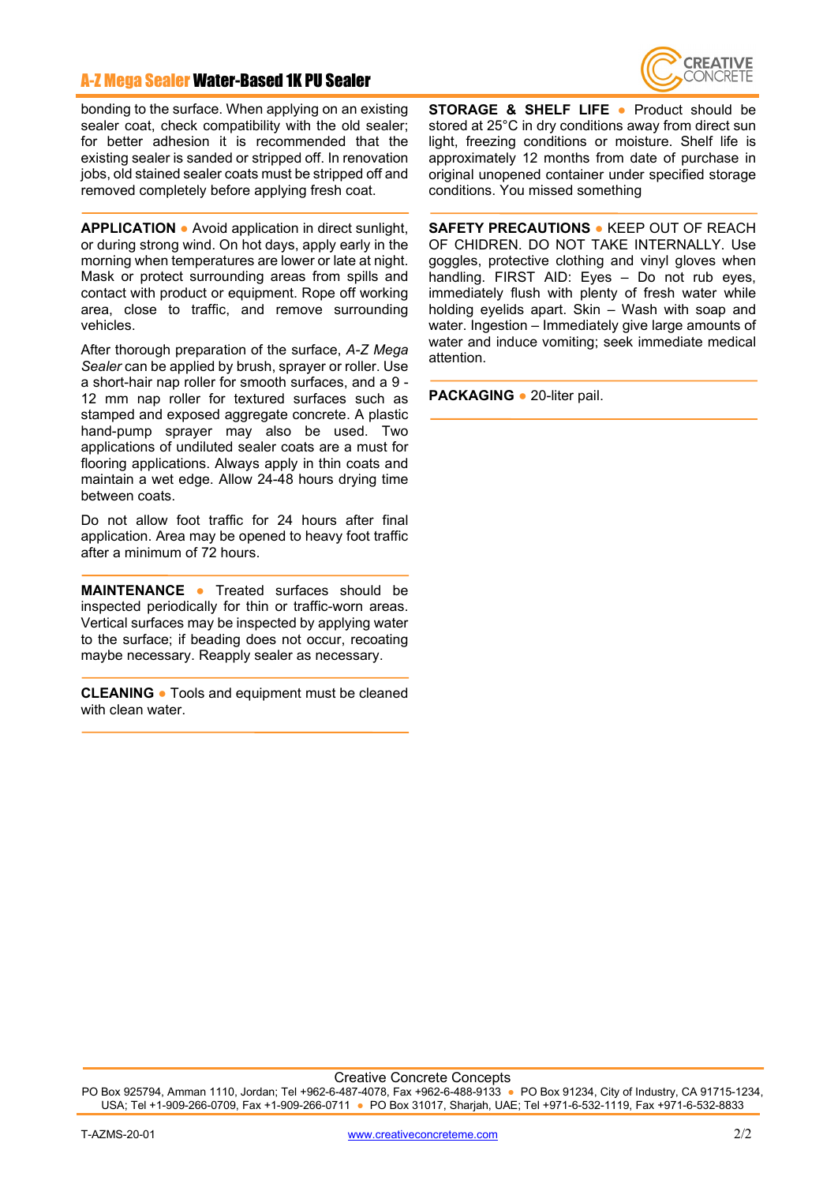bonding to the surface. When applying on an existing sealer coat, check compatibility with the old sealer; for better adhesion it is recommended that the existing sealer is sanded or stripped off. In renovation jobs, old stained sealer coats must be stripped off and removed completely before applying fresh coat.

**APPLICATION** ● Avoid application in direct sunlight, or during strong wind. On hot days, apply early in the morning when temperatures are lower or late at night. Mask or protect surrounding areas from spills and contact with product or equipment. Rope off working area, close to traffic, and remove surrounding vehicles.

After thorough preparation of the surface, *A-Z Mega Sealer* can be applied by brush, sprayer or roller. Use a short-hair nap roller for smooth surfaces, and a 9 - 12 mm nap roller for textured surfaces such as stamped and exposed aggregate concrete. A plastic hand-pump sprayer may also be used. Two applications of undiluted sealer coats are a must for flooring applications. Always apply in thin coats and maintain a wet edge. Allow 24-48 hours drying time between coats.

Do not allow foot traffic for 24 hours after final application. Area may be opened to heavy foot traffic after a minimum of 72 hours.

**MAINTENANCE** ● Treated surfaces should be inspected periodically for thin or traffic-worn areas. Vertical surfaces may be inspected by applying water to the surface; if beading does not occur, recoating maybe necessary. Reapply sealer as necessary.

**CLEANING** ● Tools and equipment must be cleaned with clean water.

**STORAGE & SHELF LIFE** ● Product should be stored at 25°C in dry conditions away from direct sun light, freezing conditions or moisture. Shelf life is approximately 12 months from date of purchase in original unopened container under specified storage conditions. You missed something

**SAFETY PRECAUTIONS** ● KEEP OUT OF REACH OF CHIDREN. DO NOT TAKE INTERNALLY. Use goggles, protective clothing and vinyl gloves when handling. FIRST AID: Eyes – Do not rub eyes, immediately flush with plenty of fresh water while holding eyelids apart. Skin – Wash with soap and water. Ingestion – Immediately give large amounts of water and induce vomiting; seek immediate medical attention.

**PACKAGING** ● 20-liter pail.